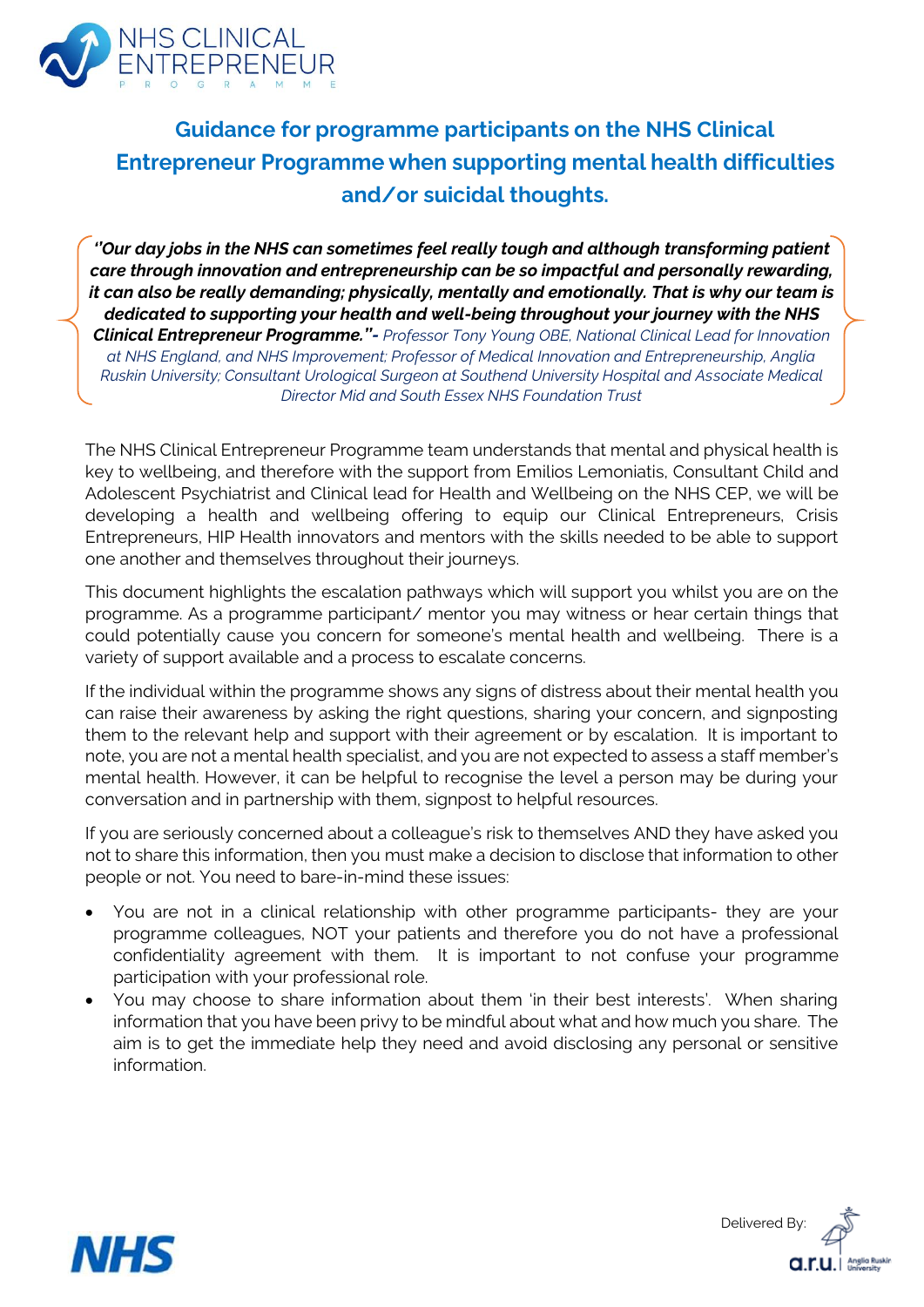# Guidance for programme participants on the NHS Clinical Entrepreneur Programme when supporting mental health difficulties and/or suicidal thoughts.

***"Our day jobs in the NHS can sometimes feel really tough and although transforming patient care through innovation and entrepreneurship can be so impactful and personally rewarding, it can also be really demanding; physically, mentally and emotionally. That is why our team is dedicated to supporting your health and well-being throughout your journey with the NHS Clinical Entrepreneur Programme."-*** *Professor Tony Young OBE, National Clinical Lead for Innovation at NHS England, and NHS Improvement; Professor of Medical Innovation and Entrepreneurship, Anglia Ruskin University; Consultant Urological Surgeon at Southend University Hospital and Associate Medical Director Mid and South Essex NHS Foundation Trust*

The NHS Clinical Entrepreneur Programme team understands that mental and physical health is key to wellbeing, and therefore with the support from Emilios Lemoniatis, Consultant Child and Adolescent Psychiatrist and Clinical lead for Health and Wellbeing on the NHS CEP, we will be developing a health and wellbeing offering to equip our Clinical Entrepreneurs, Crisis Entrepreneurs, HIP Health innovators and mentors with the skills needed to be able to support one another and themselves throughout their journeys.

This document highlights the escalation pathways which will support you whilst you are on the programme. As a programme participant/ mentor you may witness or hear certain things that could potentially cause you concern for someone's mental health and wellbeing. There is a variety of support available and a process to escalate concerns.

If the individual within the programme shows any signs of distress about their mental health you can raise their awareness by asking the right questions, sharing your concern, and signposting them to the relevant help and support with their agreement or by escalation. It is important to note, you are not a mental health specialist, and you are not expected to assess a staff member's mental health. However, it can be helpful to recognise the level a person may be during your conversation and in partnership with them, signpost to helpful resources.

If you are seriously concerned about a colleague's risk to themselves AND they have asked you not to share this information, then you must make a decision to disclose that information to other people or not. You need to bare-in-mind these issues:

- You are not in a clinical relationship with other programme participants- they are your programme colleagues, NOT your patients and therefore you do not have a professional confidentiality agreement with them. It is important to not confuse your programme participation with your professional role.
- You may choose to share information about them 'in their best interests'. When sharing information that you have been privy to be mindful about what and how much you share. The aim is to get the immediate help they need and avoid disclosing any personal or sensitive information.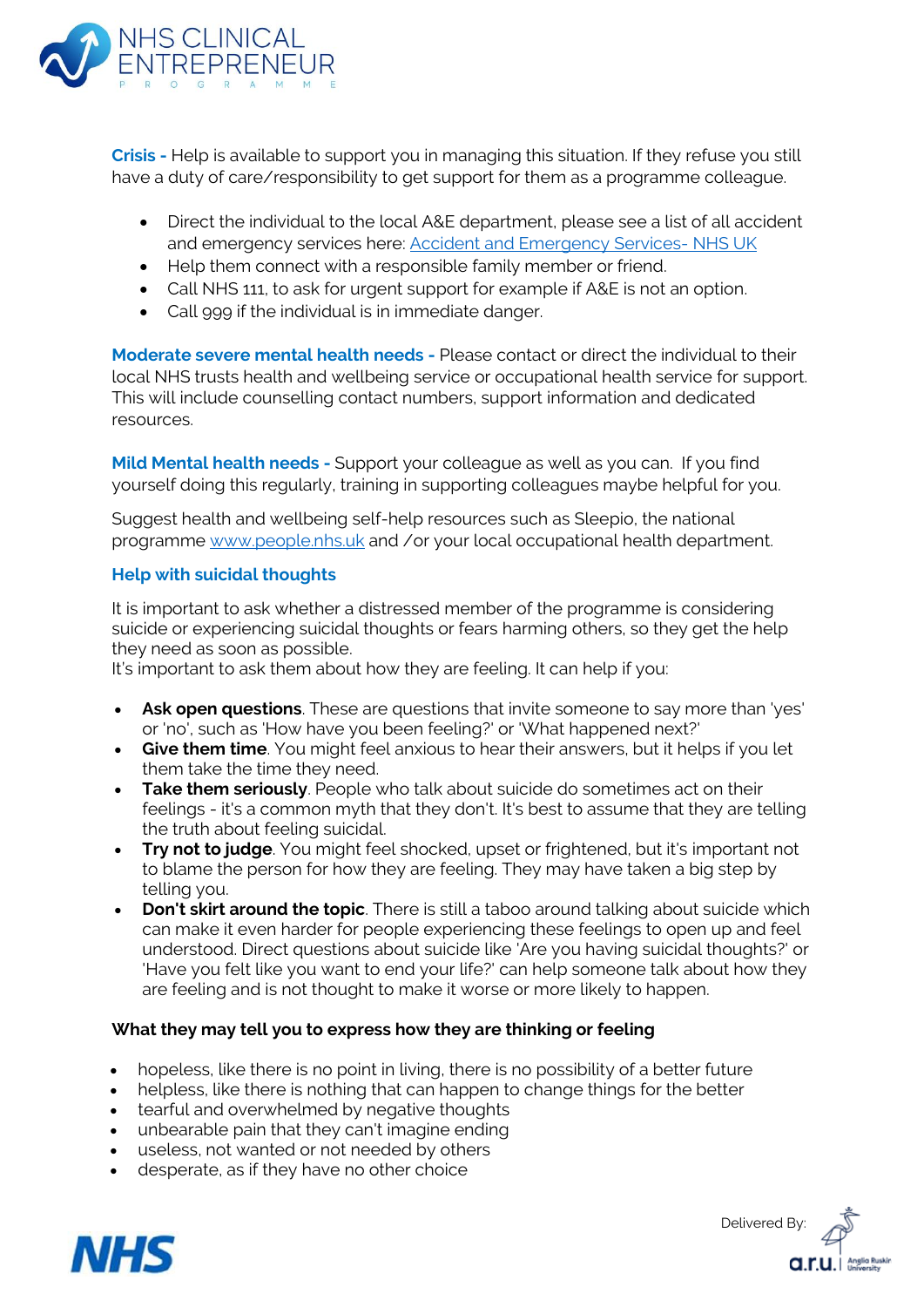**Crisis -** Help is available to support you in managing this situation. If they refuse you still have a duty of care/responsibility to get support for them as a programme colleague.

- Direct the individual to the local A&E department, please see a list of all accident and emergency services here: [Accident and Emergency Services- NHS UK]
- Help them connect with a responsible family member or friend.
- Call NHS 111, to ask for urgent support for example if A&E is not an option.
- Call 999 if the individual is in immediate danger.

**Moderate severe mental health needs -** Please contact or direct the individual to their local NHS trusts health and wellbeing service or occupational health service for support. This will include counselling contact numbers, support information and dedicated resources.

**Mild Mental health needs -** Support your colleague as well as you can. If you find yourself doing this regularly, training in supporting colleagues maybe helpful for you.

Suggest health and wellbeing self-help resources such as Sleepio, the national programme www.people.nhs.uk and /or your local occupational health department.

### Help with suicidal thoughts

It is important to ask whether a distressed member of the programme is considering suicide or experiencing suicidal thoughts or fears harming others, so they get the help they need as soon as possible.
It's important to ask them about how they are feeling. It can help if you:

- **Ask open questions**. These are questions that invite someone to say more than 'yes' or 'no', such as 'How have you been feeling?' or 'What happened next?'
- **Give them time**. You might feel anxious to hear their answers, but it helps if you let them take the time they need.
- **Take them seriously**. People who talk about suicide do sometimes act on their feelings - it's a common myth that they don't. It's best to assume that they are telling the truth about feeling suicidal.
- **Try not to judge**. You might feel shocked, upset or frightened, but it's important not to blame the person for how they are feeling. They may have taken a big step by telling you.
- **Don't skirt around the topic**. There is still a taboo around talking about suicide which can make it even harder for people experiencing these feelings to open up and feel understood. Direct questions about suicide like 'Are you having suicidal thoughts?' or 'Have you felt like you want to end your life?' can help someone talk about how they are feeling and is not thought to make it worse or more likely to happen.

**What they may tell you to express how they are thinking or feeling**

- hopeless, like there is no point in living, there is no possibility of a better future
- helpless, like there is nothing that can happen to change things for the better
- tearful and overwhelmed by negative thoughts
- unbearable pain that they can't imagine ending
- useless, not wanted or not needed by others
- desperate, as if they have no other choice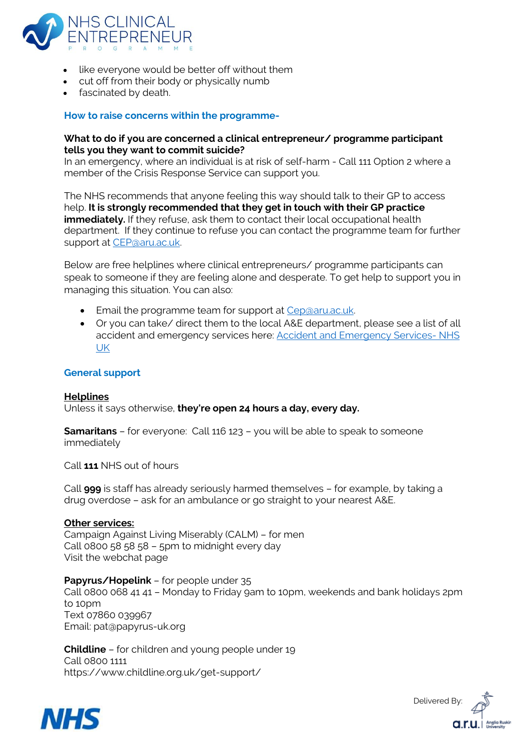- like everyone would be better off without them
- cut off from their body or physically numb
- fascinated by death.

## How to raise concerns within the programme-

**What to do if you are concerned a clinical entrepreneur/ programme participant tells you they want to commit suicide?**
In an emergency, where an individual is at risk of self-harm - Call 111 Option 2 where a member of the Crisis Response Service can support you.

The NHS recommends that anyone feeling this way should talk to their GP to access help. **It is strongly recommended that they get in touch with their GP practice immediately.** If they refuse, ask them to contact their local occupational health department. If they continue to refuse you can contact the programme team for further support at CEP@aru.ac.uk.

Below are free helplines where clinical entrepreneurs/ programme participants can speak to someone if they are feeling alone and desperate. To get help to support you in managing this situation. You can also:

- Email the programme team for support at Cep@aru.ac.uk.
- Or you can take/ direct them to the local A&E department, please see a list of all accident and emergency services here: Accident and Emergency Services- NHS UK

## General support

**Helplines**
Unless it says otherwise, **they're open 24 hours a day, every day.**

**Samaritans** – for everyone: Call 116 123 – you will be able to speak to someone immediately

Call **111** NHS out of hours

Call **999** is staff has already seriously harmed themselves – for example, by taking a drug overdose – ask for an ambulance or go straight to your nearest A&E.

**Other services:**
Campaign Against Living Miserably (CALM) – for men
Call 0800 58 58 58 – 5pm to midnight every day
Visit the webchat page

**Papyrus/Hopelink** – for people under 35
Call 0800 068 41 41 – Monday to Friday 9am to 10pm, weekends and bank holidays 2pm to 10pm
Text 07860 039967
Email: pat@papyrus-uk.org

**Childline** – for children and young people under 19
Call 0800 1111
https://www.childline.org.uk/get-support/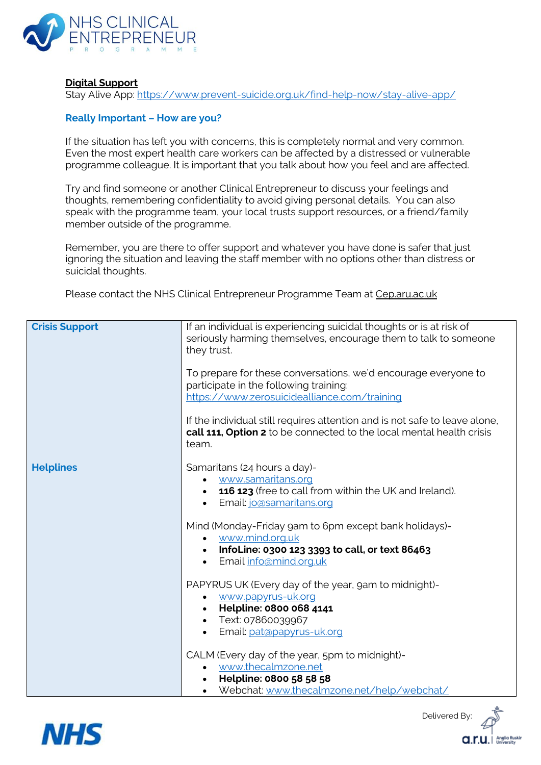**Digital Support**

Stay Alive App: https://www.prevent-suicide.org.uk/find-help-now/stay-alive-app/

### Really Important – How are you?

If the situation has left you with concerns, this is completely normal and very common. Even the most expert health care workers can be affected by a distressed or vulnerable programme colleague. It is important that you talk about how you feel and are affected.

Try and find someone or another Clinical Entrepreneur to discuss your feelings and thoughts, remembering confidentiality to avoid giving personal details. You can also speak with the programme team, your local trusts support resources, or a friend/family member outside of the programme.

Remember, you are there to offer support and whatever you have done is safer that just ignoring the situation and leaving the staff member with no options other than distress or suicidal thoughts.

Please contact the NHS Clinical Entrepreneur Programme Team at Cep.aru.ac.uk

| | |
|---|---|
| **Crisis Support** | If an individual is experiencing suicidal thoughts or is at risk of seriously harming themselves, encourage them to talk to someone they trust.<br><br>To prepare for these conversations, we'd encourage everyone to participate in the following training: https://www.zerosuicidealliance.com/training<br><br>If the individual still requires attention and is not safe to leave alone, **call 111, Option 2** to be connected to the local mental health crisis team. |
| **Helplines** | Samaritans (24 hours a day)-<br>• www.samaritans.org<br>• **116 123** (free to call from within the UK and Ireland).<br>• Email: jo@samaritans.org<br><br>Mind (Monday-Friday 9am to 6pm except bank holidays)-<br>• www.mind.org.uk<br>• **InfoLine: 0300 123 3393 to call, or text 86463**<br>• Email info@mind.org.uk<br><br>PAPYRUS UK (Every day of the year, 9am to midnight)-<br>• www.papyrus-uk.org<br>• **Helpline: 0800 068 4141**<br>• Text: 07860039967<br>• Email: pat@papyrus-uk.org<br><br>CALM (Every day of the year, 5pm to midnight)-<br>• www.thecalmzone.net<br>• **Helpline: 0800 58 58 58**<br>• Webchat: www.thecalmzone.net/help/webchat/ |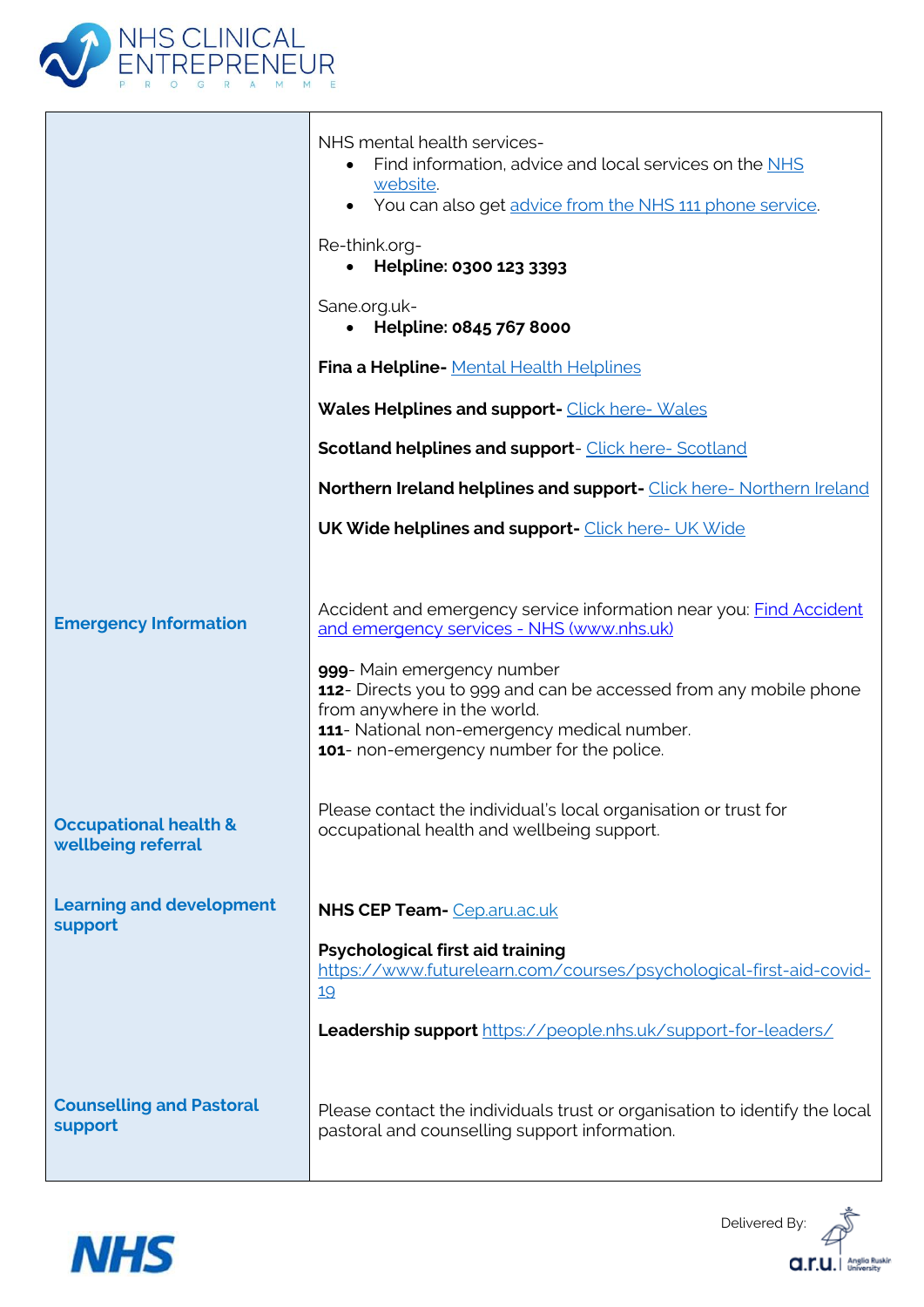| | |
|---|---|
| | NHS mental health services-<br>• Find information, advice and local services on the NHS website.<br>• You can also get advice from the NHS 111 phone service.<br><br>Re-think.org-<br>• **Helpline: 0300 123 3393**<br><br>Sane.org.uk-<br>• **Helpline: 0845 767 8000**<br><br>**Fina a Helpline-** Mental Health Helplines<br><br>**Wales Helplines and support-** Click here- Wales<br><br>**Scotland helplines and support**- Click here- Scotland<br><br>**Northern Ireland helplines and support-** Click here- Northern Ireland<br><br>**UK Wide helplines and support-** Click here- UK Wide |
| **Emergency Information** | Accident and emergency service information near you: Find Accident and emergency services - NHS (www.nhs.uk)<br><br>**999**- Main emergency number<br>**112**- Directs you to 999 and can be accessed from any mobile phone from anywhere in the world.<br>**111**- National non-emergency medical number.<br>**101**- non-emergency number for the police. |
| **Occupational health & wellbeing referral** | Please contact the individual's local organisation or trust for occupational health and wellbeing support. |
| **Learning and development support** | **NHS CEP Team-** Cep.aru.ac.uk<br><br>**Psychological first aid training**<br>https://www.futurelearn.com/courses/psychological-first-aid-covid-19<br><br>**Leadership support** https://people.nhs.uk/support-for-leaders/ |
| **Counselling and Pastoral support** | Please contact the individuals trust or organisation to identify the local pastoral and counselling support information. |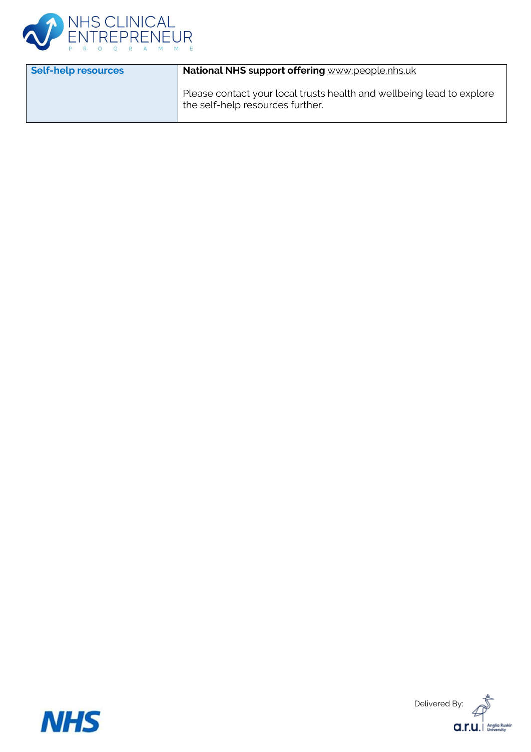| | |
|---|---|
| **Self-help resources** | **National NHS support offering** www.people.nhs.uk<br><br>Please contact your local trusts health and wellbeing lead to explore the self-help resources further. |